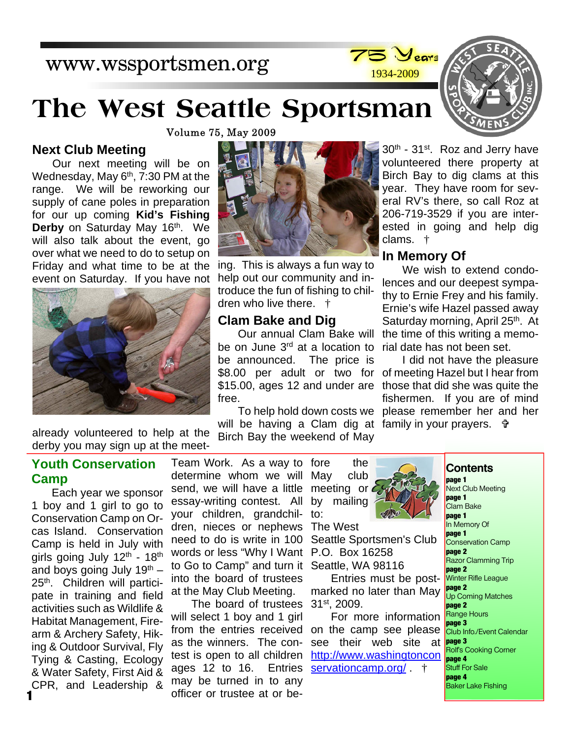www.wssportsmen.org

75 Years 1934-2009

# The West Seattle Sportsman

Volume 75, May 2009

## Next Club Meeting

Our next meeting will be on Wednesday, May 6th, 7:30 PM at the range. We will be reworking our supply of cane poles in preparation for our up coming **Kid's Fishing Derby** on Saturday May 16th. We will also talk about the event, go over what we need to do to setup on Friday and what time to be at the event on Saturday. If you have not already volunteered to help at the derby you may sign up at the meeting. This is always a fun way to help out our community and introduce the fun of fishing to children who live there. †

## Clam Bake and Dig

Our annual Clam Bake will be on June 3rd at a location to be announced. The price is $8.00 per adult or two for $15.00, ages 12 and under are free.

To help hold down costs we will be having a Clam dig at Birch Bay the weekend of May 30th - 31st. Roz and Jerry have volunteered there property at Birch Bay to dig clams at this year. They have room for several RV's there, so call Roz at 206-719-3529 if you are interested in going and help dig clams. †

## In Memory Of

We wish to extend condolences and our deepest sympathy to Ernie Frey and his family. Ernie's wife Hazel passed away Saturday morning, April 25th. At the time of this writing a memorial date has not been set.

I did not have the pleasure of meeting Hazel but I hear from those that did she was quite the fishermen. If you are of mind please remember her and her family in your prayers. ✞

## Youth Conservation Camp

Each year we sponsor 1 boy and 1 girl to go to Conservation Camp on Orcas Island. Conservation Camp is held in July with girls going July 12th - 18th and boys going July 19th – 25th. Children will participate in training and field activities such as Wildlife & Habitat Management, Firearm & Archery Safety, Hiking & Outdoor Survival, Fly Tying & Casting, Ecology & Water Safety, First Aid & CPR, and Leadership & Team Work. As a way to determine whom we will send, we will have a little essay-writing contest. All your children, grandchildren, nieces or nephews need to do is write in 100 words or less "Why I Want to Go to Camp" and turn it into the board of trustees at the May Club Meeting.

The board of trustees will select 1 boy and 1 girl from the entries received as the winners. The contest is open to all children ages 12 to 16. Entries may be turned in to any officer or trustee at or before the May club meeting or by mailing to:

The West Seattle Sportsmen's Club
P.O. Box 16258
Seattle, WA 98116

Entries must be post-marked no later than May 31st, 2009.

For more information on the camp see please see their web site at http://www.washingtonconservationcamp.org/ . †

## Contents

**page 1** Next Club Meeting
**page 1** Clam Bake
**page 1** In Memory Of
**page 1** Conservation Camp
**page 2** Razor Clamming Trip
**page 2** Winter Rifle League
**page 2** Up Coming Matches
**page 2** Range Hours
**page 3** Club Info./Event Calendar
**page 3** Rolf's Cooking Corner
**page 4** Stuff For Sale
**page 4** Baker Lake Fishing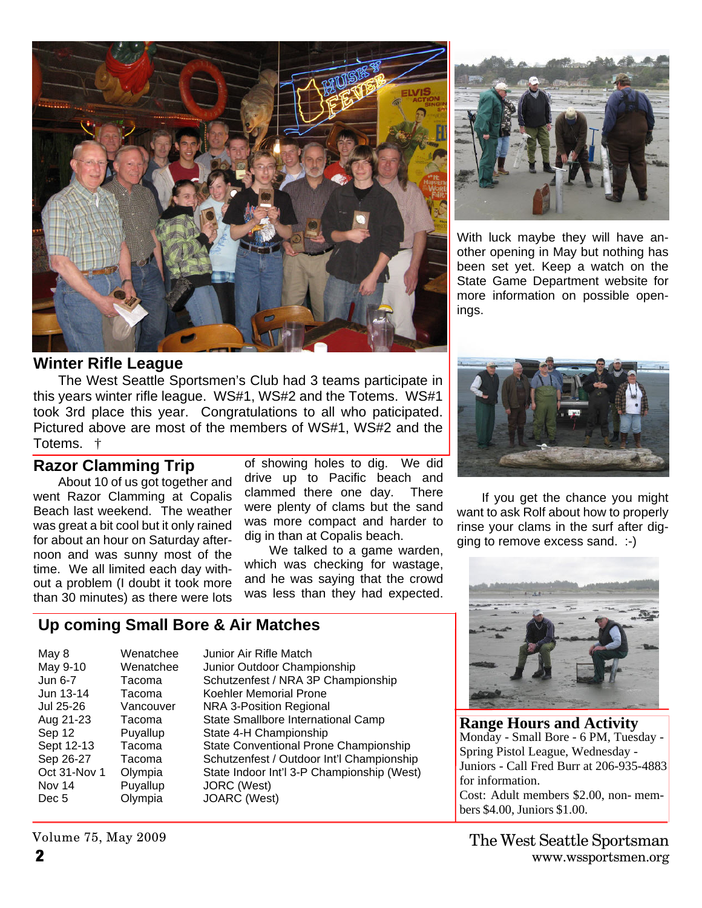## Winter Rifle League

The West Seattle Sportsmen's Club had 3 teams participate in this years winter rifle league. WS#1, WS#2 and the Totems. WS#1 took 3rd place this year. Congratulations to all who paticipated. Pictured above are most of the members of WS#1, WS#2 and the Totems. †

## Razor Clamming Trip

About 10 of us got together and went Razor Clamming at Copalis Beach last weekend. The weather was great a bit cool but it only rained for about an hour on Saturday afternoon and was sunny most of the time. We all limited each day without a problem (I doubt it took more than 30 minutes) as there were lots of showing holes to dig. We did drive up to Pacific beach and clammed there one day. There were plenty of clams but the sand was more compact and harder to dig in than at Copalis beach.

We talked to a game warden, which was checking for wastage, and he was saying that the crowd was less than they had expected.

With luck maybe they will have another opening in May but nothing has been set yet. Keep a watch on the State Game Department website for more information on possible openings.

If you get the chance you might want to ask Rolf about how to properly rinse your clams in the surf after digging to remove excess sand. :-)

## Up coming Small Bore & Air Matches

| | | |
|---|---|---|
| May 8 | Wenatchee | Junior Air Rifle Match |
| May 9-10 | Wenatchee | Junior Outdoor Championship |
| Jun 6-7 | Tacoma | Schutzenfest / NRA 3P Championship |
| Jun 13-14 | Tacoma | Koehler Memorial Prone |
| Jul 25-26 | Vancouver | NRA 3-Position Regional |
| Aug 21-23 | Tacoma | State Smallbore International Camp |
| Sep 12 | Puyallup | State 4-H Championship |
| Sept 12-13 | Tacoma | State Conventional Prone Championship |
| Sep 26-27 | Tacoma | Schutzenfest / Outdoor Int'l Championship |
| Oct 31-Nov 1 | Olympia | State Indoor Int'l 3-P Championship (West) |
| Nov 14 | Puyallup | JORC (West) |
| Dec 5 | Olympia | JOARC (West) |

## Range Hours and Activity

Monday - Small Bore - 6 PM, Tuesday - Spring Pistol League, Wednesday - Juniors - Call Fred Burr at 206-935-4883 for information.

Cost: Adult members $2.00, non- members $4.00, Juniors $1.00.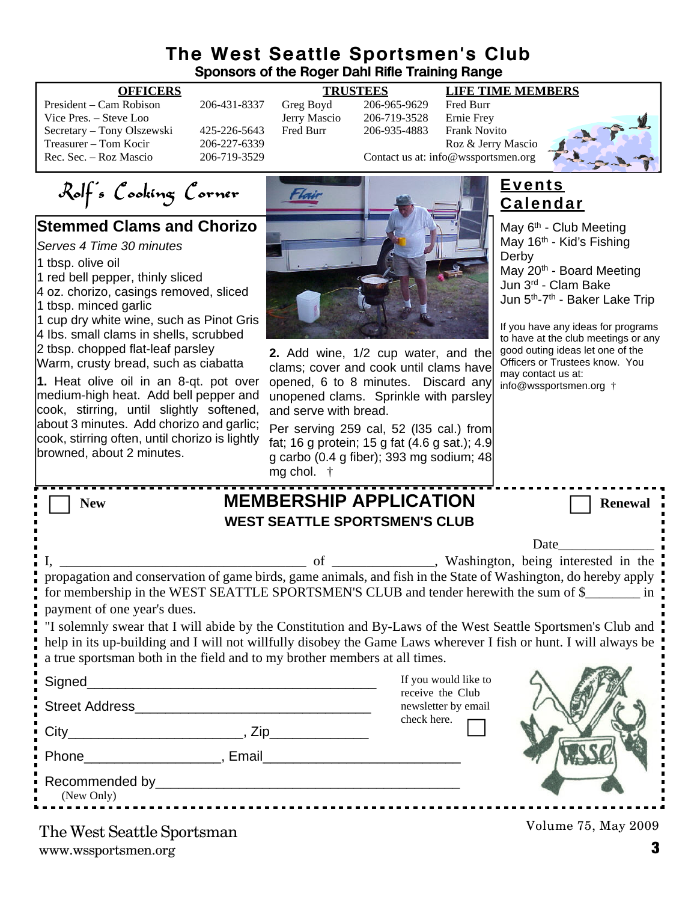# The West Seattle Sportsmen's Club

**Sponsors of the Roger Dahl Rifle Training Range**

| OFFICERS | | TRUSTEES | | LIFE TIME MEMBERS |
|---|---|---|---|---|
| President – Cam Robison | 206-431-8337 | Greg Boyd | 206-965-9629 | Fred Burr |
| Vice Pres. – Steve Loo | | Jerry Mascio | 206-719-3528 | Ernie Frey |
| Secretary – Tony Olszewski | 425-226-5643 | Fred Burr | 206-935-4883 | Frank Novito |
| Treasurer – Tom Kocir | 206-227-6339 | | | Roz & Jerry Mascio |
| Rec. Sec. – Roz Mascio | 206-719-3529 | | | |

Contact us at: info@wssportsmen.org

## Rolf's Cooking Corner

### Stemmed Clams and Chorizo

*Serves 4 Time 30 minutes*

1 tbsp. olive oil
1 red bell pepper, thinly sliced
4 oz. chorizo, casings removed, sliced
1 tbsp. minced garlic
1 cup dry white wine, such as Pinot Gris
4 lbs. small clams in shells, scrubbed
2 tbsp. chopped flat-leaf parsley
Warm, crusty bread, such as ciabatta

**1.** Heat olive oil in an 8-qt. pot over medium-high heat. Add bell pepper and cook, stirring, until slightly softened, about 3 minutes. Add chorizo and garlic; cook, stirring often, until chorizo is lightly browned, about 2 minutes.

**2.** Add wine, 1/2 cup water, and the clams; cover and cook until clams have opened, 6 to 8 minutes. Discard any unopened clams. Sprinkle with parsley and serve with bread.

Per serving 259 cal, 52 (l35 cal.) from fat; 16 g protein; 15 g fat (4.6 g sat.); 4.9 g carbo (0.4 g fiber); 393 mg sodium; 48 mg chol. †

## Events Calendar

May 6th - Club Meeting
May 16th - Kid's Fishing Derby
May 20th - Board Meeting
Jun 3rd - Clam Bake
Jun 5th-7th - Baker Lake Trip

If you have any ideas for programs to have at the club meetings or any good outing ideas let one of the Officers or Trustees know. You may contact us at: info@wssportsmen.org †

## MEMBERSHIP APPLICATION

☐ New ☐ Renewal

**WEST SEATTLE SPORTSMEN'S CLUB**

Date______________

I, ____________________________________ of _______________, Washington, being interested in the propagation and conservation of game birds, game animals, and fish in the State of Washington, do hereby apply for membership in the WEST SEATTLE SPORTSMEN'S CLUB and tender herewith the sum of $________ in payment of one year's dues.

"I solemnly swear that I will abide by the Constitution and By-Laws of the West Seattle Sportsmen's Club and help in its up-building and I will not willfully disobey the Game Laws wherever I fish or hunt. I will always be a true sportsman both in the field and to my brother members at all times.

Signed________________________________________

Street Address________________________________

City_______________________, Zip_____________

Phone__________________, Email__________________________

Recommended by________________________________________
(New Only)

If you would like to receive the Club newsletter by email check here. ☐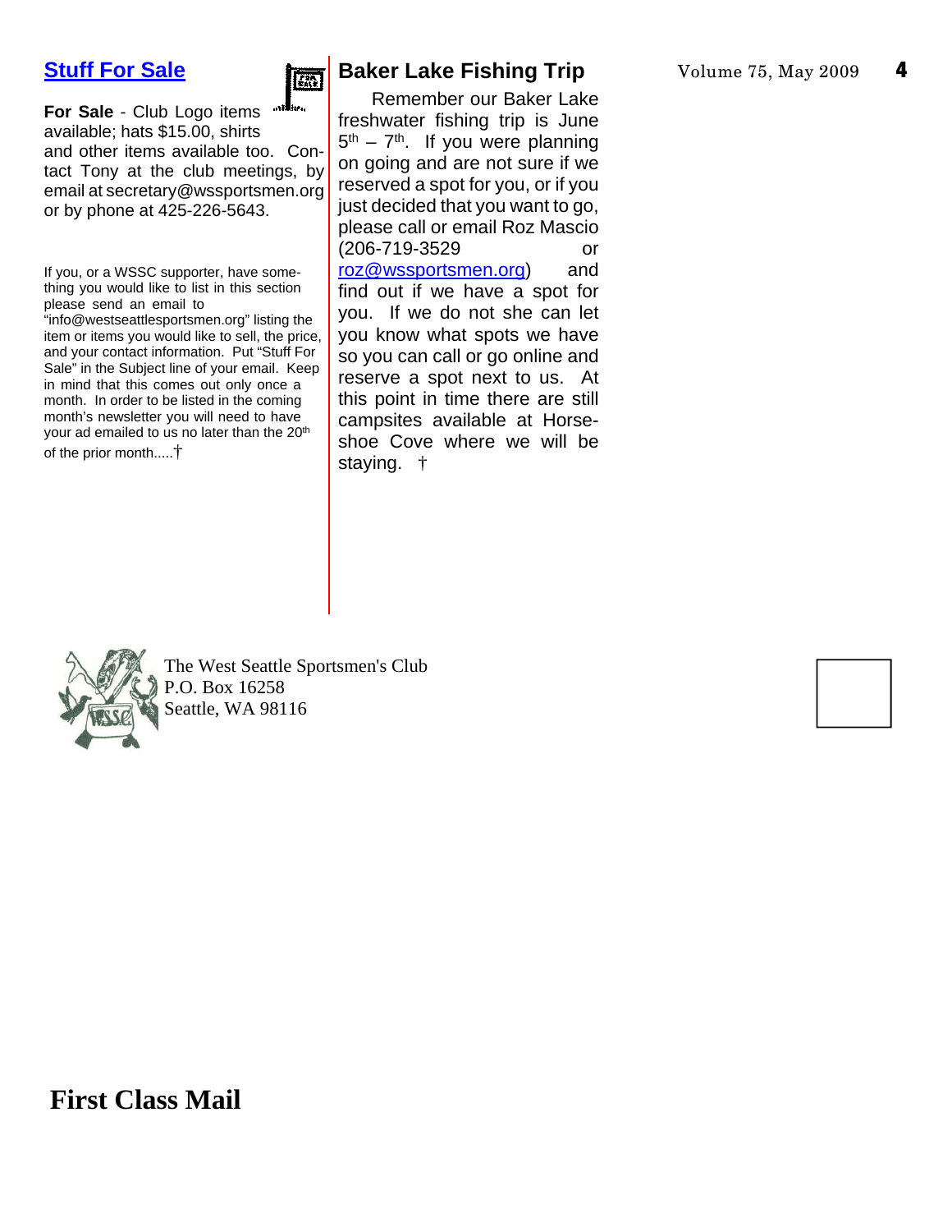## Stuff For Sale

**For Sale** - Club Logo items available; hats $15.00, shirts and other items available too. Contact Tony at the club meetings, by email at secretary@wssportsmen.org or by phone at 425-226-5643.

If you, or a WSSC supporter, have something you would like to list in this section please send an email to "info@westseattlesportsmen.org" listing the item or items you would like to sell, the price, and your contact information. Put "Stuff For Sale" in the Subject line of your email. Keep in mind that this comes out only once a month. In order to be listed in the coming month's newsletter you will need to have your ad emailed to us no later than the 20th of the prior month.....†

## Baker Lake Fishing Trip

Remember our Baker Lake freshwater fishing trip is June 5th – 7th. If you were planning on going and are not sure if we reserved a spot for you, or if you just decided that you want to go, please call or email Roz Mascio (206-719-3529 or roz@wssportsmen.org) and find out if we have a spot for you. If we do not she can let you know what spots we have so you can call or go online and reserve a spot next to us. At this point in time there are still campsites available at Horseshoe Cove where we will be staying. †

The West Seattle Sportsmen's Club
P.O. Box 16258
Seattle, WA 98116

**First Class Mail**